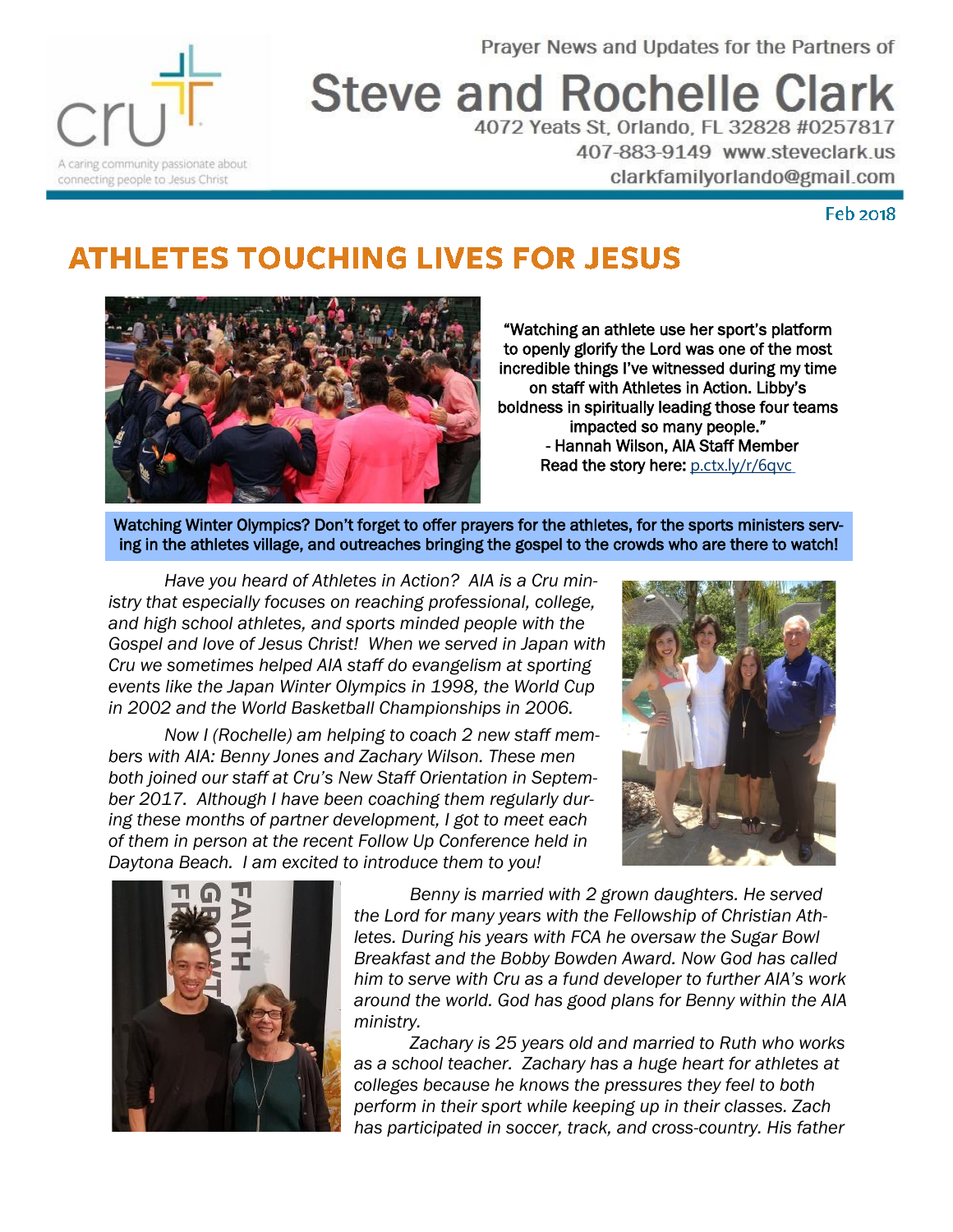cru

A caring community passionate about connecting people to Jesus Christ

Prayer News and Updates for the Partners of

# Steve and Rochelle Clark

4072 Yeats St, Orlando, FL 32828 #0257817

407-883-9149 www.steveclark.us

clarkfamilyorlando@gmail.com

Feb 2018

## ATHLETES TOUCHING LIVES FOR JESUS

"Watching an athlete use her sport's platform to openly glorify the Lord was one of the most incredible things I've witnessed during my time on staff with Athletes in Action. Libby's boldness in spiritually leading those four teams impacted so many people."
- Hannah Wilson, AIA Staff Member
Read the story here: p.ctx.ly/r/6qvc

**Watching Winter Olympics? Don't forget to offer prayers for the athletes, for the sports ministers serving in the athletes village, and outreaches bringing the gospel to the crowds who are there to watch!**

*Have you heard of Athletes in Action? AIA is a Cru ministry that especially focuses on reaching professional, college, and high school athletes, and sports minded people with the Gospel and love of Jesus Christ! When we served in Japan with Cru we sometimes helped AIA staff do evangelism at sporting events like the Japan Winter Olympics in 1998, the World Cup in 2002 and the World Basketball Championships in 2006.*

*Now I (Rochelle) am helping to coach 2 new staff members with AIA: Benny Jones and Zachary Wilson. These men both joined our staff at Cru's New Staff Orientation in September 2017. Although I have been coaching them regularly during these months of partner development, I got to meet each of them in person at the recent Follow Up Conference held in Daytona Beach. I am excited to introduce them to you!*

*Benny is married with 2 grown daughters. He served the Lord for many years with the Fellowship of Christian Athletes. During his years with FCA he oversaw the Sugar Bowl Breakfast and the Bobby Bowden Award. Now God has called him to serve with Cru as a fund developer to further AIA's work around the world. God has good plans for Benny within the AIA ministry.*

*Zachary is 25 years old and married to Ruth who works as a school teacher. Zachary has a huge heart for athletes at colleges because he knows the pressures they feel to both perform in their sport while keeping up in their classes. Zach has participated in soccer, track, and cross-country. His father*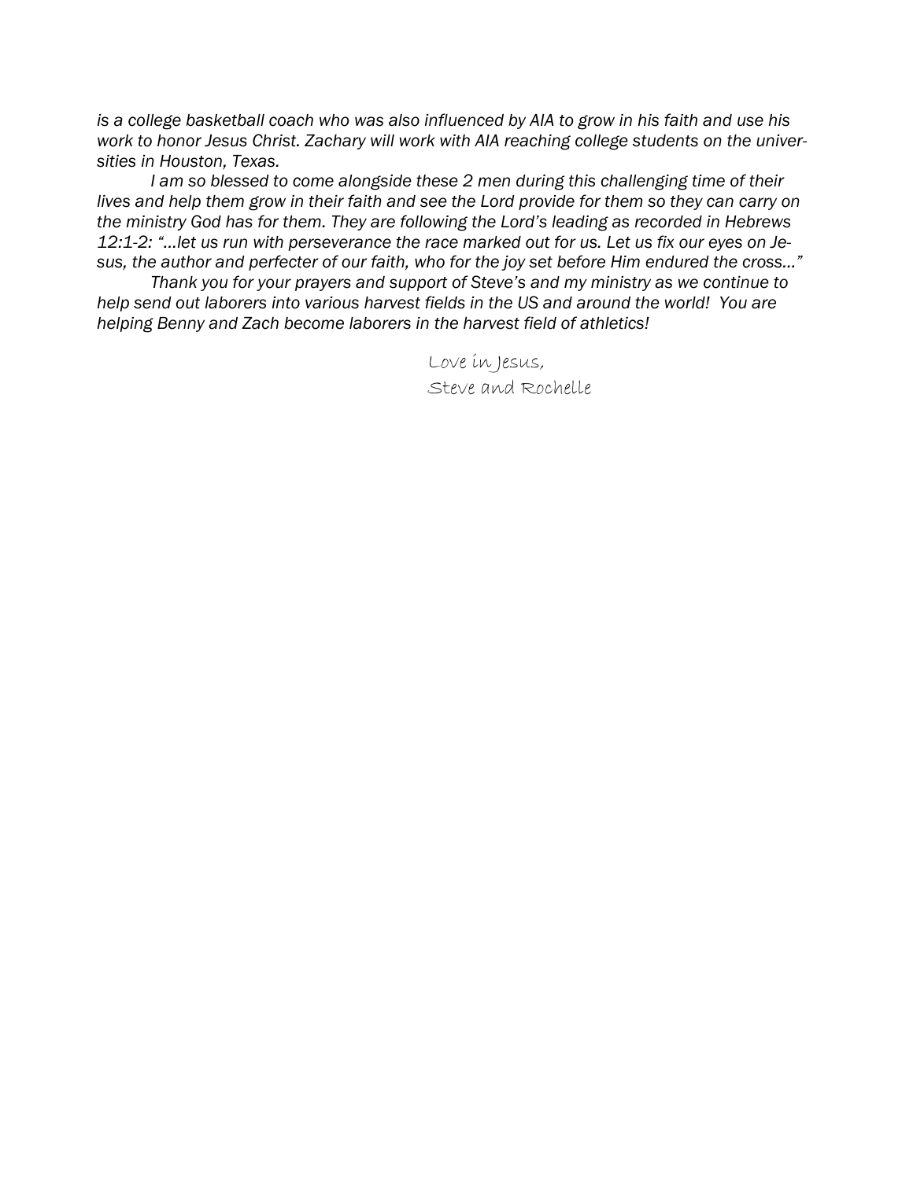*is a college basketball coach who was also influenced by AIA to grow in his faith and use his work to honor Jesus Christ. Zachary will work with AIA reaching college students on the universities in Houston, Texas.*

*I am so blessed to come alongside these 2 men during this challenging time of their lives and help them grow in their faith and see the Lord provide for them so they can carry on the ministry God has for them. They are following the Lord's leading as recorded in Hebrews 12:1-2: "…let us run with perseverance the race marked out for us. Let us fix our eyes on Jesus, the author and perfecter of our faith, who for the joy set before Him endured the cross…"*

*Thank you for your prayers and support of Steve's and my ministry as we continue to help send out laborers into various harvest fields in the US and around the world! You are helping Benny and Zach become laborers in the harvest field of athletics!*

Love in Jesus,
Steve and Rochelle